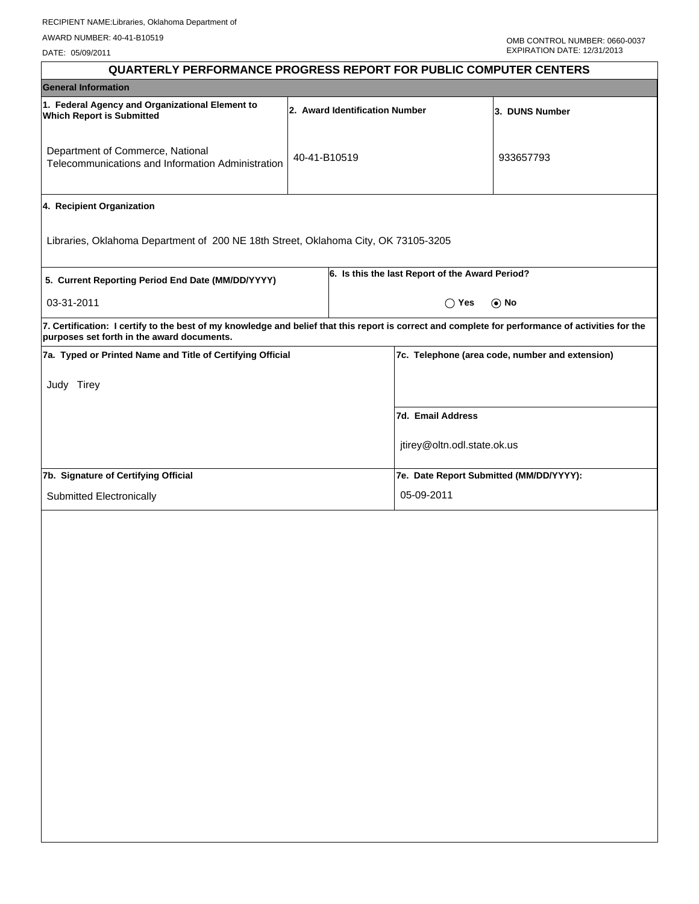RECIPIENT NAME:Libraries, Oklahoma Department of

AWARD NUMBER: 40-41-B10519

DATE: 05/09/2011

OMB CONTROL NUMBER: 0660-0037
EXPIRATION DATE: 12/31/2013

# QUARTERLY PERFORMANCE PROGRESS REPORT FOR PUBLIC COMPUTER CENTERS

## General Information

| 1. Federal Agency and Organizational Element to Which Report is Submitted | 2. Award Identification Number | 3. DUNS Number |
|---|---|---|
| Department of Commerce, National Telecommunications and Information Administration | 40-41-B10519 | 933657793 |

**4. Recipient Organization**

Libraries, Oklahoma Department of 200 NE 18th Street, Oklahoma City, OK 73105-3205

| 5. Current Reporting Period End Date (MM/DD/YYYY) | 6. Is this the last Report of the Award Period? |
|---|---|
| 03-31-2011 | ◯ Yes ⦿ No |

**7. Certification: I certify to the best of my knowledge and belief that this report is correct and complete for performance of activities for the purposes set forth in the award documents.**

| 7a. Typed or Printed Name and Title of Certifying Official | 7c. Telephone (area code, number and extension) |
|---|---|
| Judy Tirey | |
| | **7d. Email Address** |
| | jtirey@oltn.odl.state.ok.us |
| **7b. Signature of Certifying Official** | **7e. Date Report Submitted (MM/DD/YYYY):** |
| Submitted Electronically | 05-09-2011 |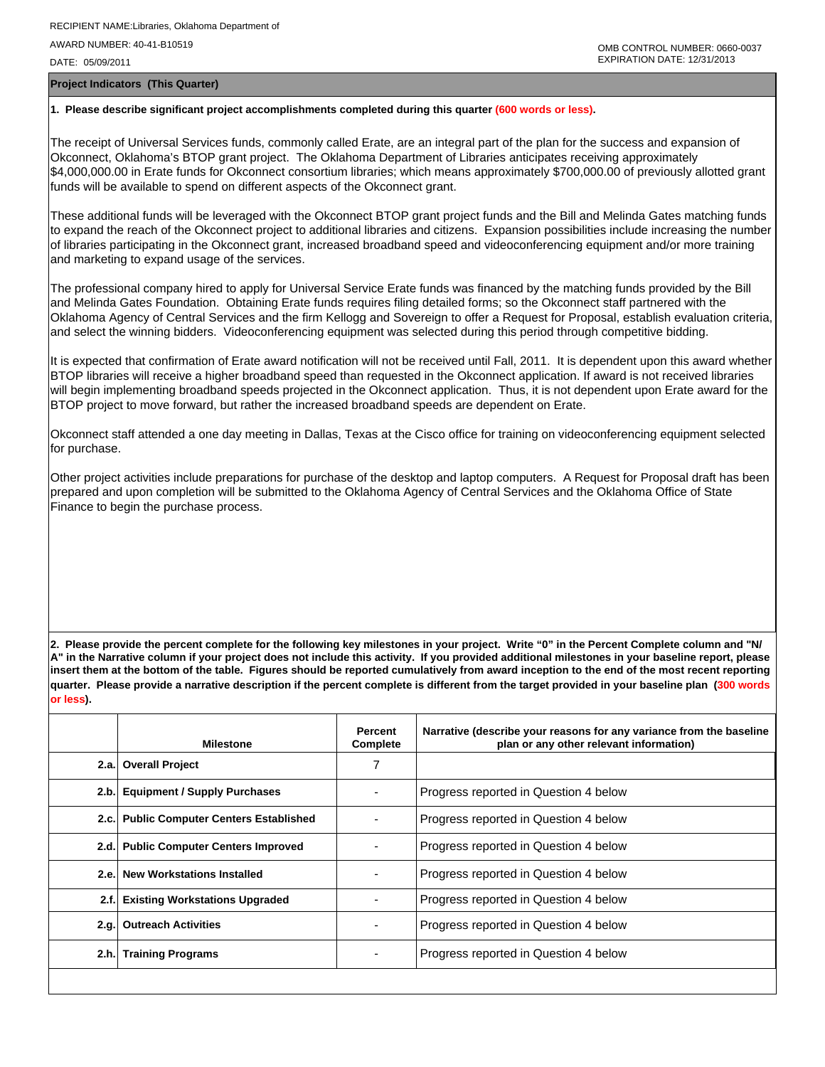RECIPIENT NAME:Libraries, Oklahoma Department of

AWARD NUMBER: 40-41-B10519

DATE: 05/09/2011

OMB CONTROL NUMBER: 0660-0037
EXPIRATION DATE: 12/31/2013

**Project Indicators (This Quarter)**

**1. Please describe significant project accomplishments completed during this quarter (600 words or less).**

The receipt of Universal Services funds, commonly called Erate, are an integral part of the plan for the success and expansion of Okconnect, Oklahoma's BTOP grant project. The Oklahoma Department of Libraries anticipates receiving approximately $4,000,000.00 in Erate funds for Okconnect consortium libraries; which means approximately $700,000.00 of previously allotted grant funds will be available to spend on different aspects of the Okconnect grant.

These additional funds will be leveraged with the Okconnect BTOP grant project funds and the Bill and Melinda Gates matching funds to expand the reach of the Okconnect project to additional libraries and citizens. Expansion possibilities include increasing the number of libraries participating in the Okconnect grant, increased broadband speed and videoconferencing equipment and/or more training and marketing to expand usage of the services.

The professional company hired to apply for Universal Service Erate funds was financed by the matching funds provided by the Bill and Melinda Gates Foundation. Obtaining Erate funds requires filing detailed forms; so the Okconnect staff partnered with the Oklahoma Agency of Central Services and the firm Kellogg and Sovereign to offer a Request for Proposal, establish evaluation criteria, and select the winning bidders. Videoconferencing equipment was selected during this period through competitive bidding.

It is expected that confirmation of Erate award notification will not be received until Fall, 2011. It is dependent upon this award whether BTOP libraries will receive a higher broadband speed than requested in the Okconnect application. If award is not received libraries will begin implementing broadband speeds projected in the Okconnect application. Thus, it is not dependent upon Erate award for the BTOP project to move forward, but rather the increased broadband speeds are dependent on Erate.

Okconnect staff attended a one day meeting in Dallas, Texas at the Cisco office for training on videoconferencing equipment selected for purchase.

Other project activities include preparations for purchase of the desktop and laptop computers. A Request for Proposal draft has been prepared and upon completion will be submitted to the Oklahoma Agency of Central Services and the Oklahoma Office of State Finance to begin the purchase process.

**2. Please provide the percent complete for the following key milestones in your project. Write "0" in the Percent Complete column and "N/A" in the Narrative column if your project does not include this activity. If you provided additional milestones in your baseline report, please insert them at the bottom of the table. Figures should be reported cumulatively from award inception to the end of the most recent reporting quarter. Please provide a narrative description if the percent complete is different from the target provided in your baseline plan (300 words or less).**

| | Milestone | Percent Complete | Narrative (describe your reasons for any variance from the baseline plan or any other relevant information) |
|---|---|---|---|
| 2.a. | Overall Project | 7 | |
| 2.b. | Equipment / Supply Purchases | - | Progress reported in Question 4 below |
| 2.c. | Public Computer Centers Established | - | Progress reported in Question 4 below |
| 2.d. | Public Computer Centers Improved | - | Progress reported in Question 4 below |
| 2.e. | New Workstations Installed | - | Progress reported in Question 4 below |
| 2.f. | Existing Workstations Upgraded | - | Progress reported in Question 4 below |
| 2.g. | Outreach Activities | - | Progress reported in Question 4 below |
| 2.h. | Training Programs | - | Progress reported in Question 4 below |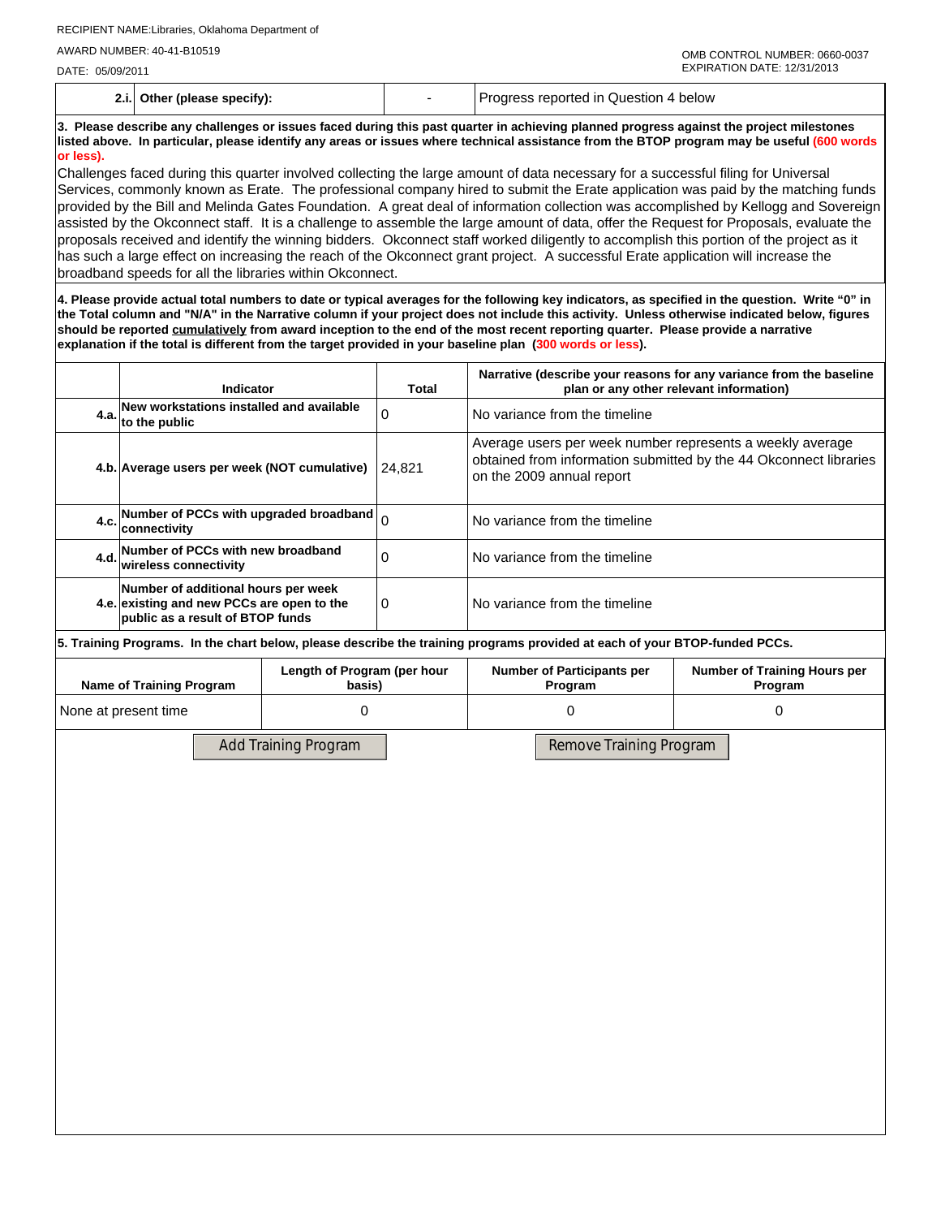RECIPIENT NAME:Libraries, Oklahoma Department of

AWARD NUMBER: 40-41-B10519

DATE: 05/09/2011

OMB CONTROL NUMBER: 0660-0037
EXPIRATION DATE: 12/31/2013

| | | | |
|---|---|---|---|
| 2.i. | Other (please specify): | - | Progress reported in Question 4 below |

**3. Please describe any challenges or issues faced during this past quarter in achieving planned progress against the project milestones listed above. In particular, please identify any areas or issues where technical assistance from the BTOP program may be useful (600 words or less).**

Challenges faced during this quarter involved collecting the large amount of data necessary for a successful filing for Universal Services, commonly known as Erate. The professional company hired to submit the Erate application was paid by the matching funds provided by the Bill and Melinda Gates Foundation. A great deal of information collection was accomplished by Kellogg and Sovereign assisted by the Okconnect staff. It is a challenge to assemble the large amount of data, offer the Request for Proposals, evaluate the proposals received and identify the winning bidders. Okconnect staff worked diligently to accomplish this portion of the project as it has such a large effect on increasing the reach of the Okconnect grant project. A successful Erate application will increase the broadband speeds for all the libraries within Okconnect.

**4. Please provide actual total numbers to date or typical averages for the following key indicators, as specified in the question. Write "0" in the Total column and "N/A" in the Narrative column if your project does not include this activity. Unless otherwise indicated below, figures should be reported cumulatively from award inception to the end of the most recent reporting quarter. Please provide a narrative explanation if the total is different from the target provided in your baseline plan (300 words or less).**

| | Indicator | Total | Narrative (describe your reasons for any variance from the baseline plan or any other relevant information) |
|---|---|---|---|
| 4.a. | New workstations installed and available to the public | 0 | No variance from the timeline |
| 4.b. | Average users per week (NOT cumulative) | 24,821 | Average users per week number represents a weekly average obtained from information submitted by the 44 Okconnect libraries on the 2009 annual report |
| 4.c. | Number of PCCs with upgraded broadband connectivity | 0 | No variance from the timeline |
| 4.d. | Number of PCCs with new broadband wireless connectivity | 0 | No variance from the timeline |
| 4.e. | Number of additional hours per week existing and new PCCs are open to the public as a result of BTOP funds | 0 | No variance from the timeline |

**5. Training Programs. In the chart below, please describe the training programs provided at each of your BTOP-funded PCCs.**

| Name of Training Program | Length of Program (per hour basis) | Number of Participants per Program | Number of Training Hours per Program |
|---|---|---|---|
| None at present time | 0 | 0 | 0 |

Add Training Program    Remove Training Program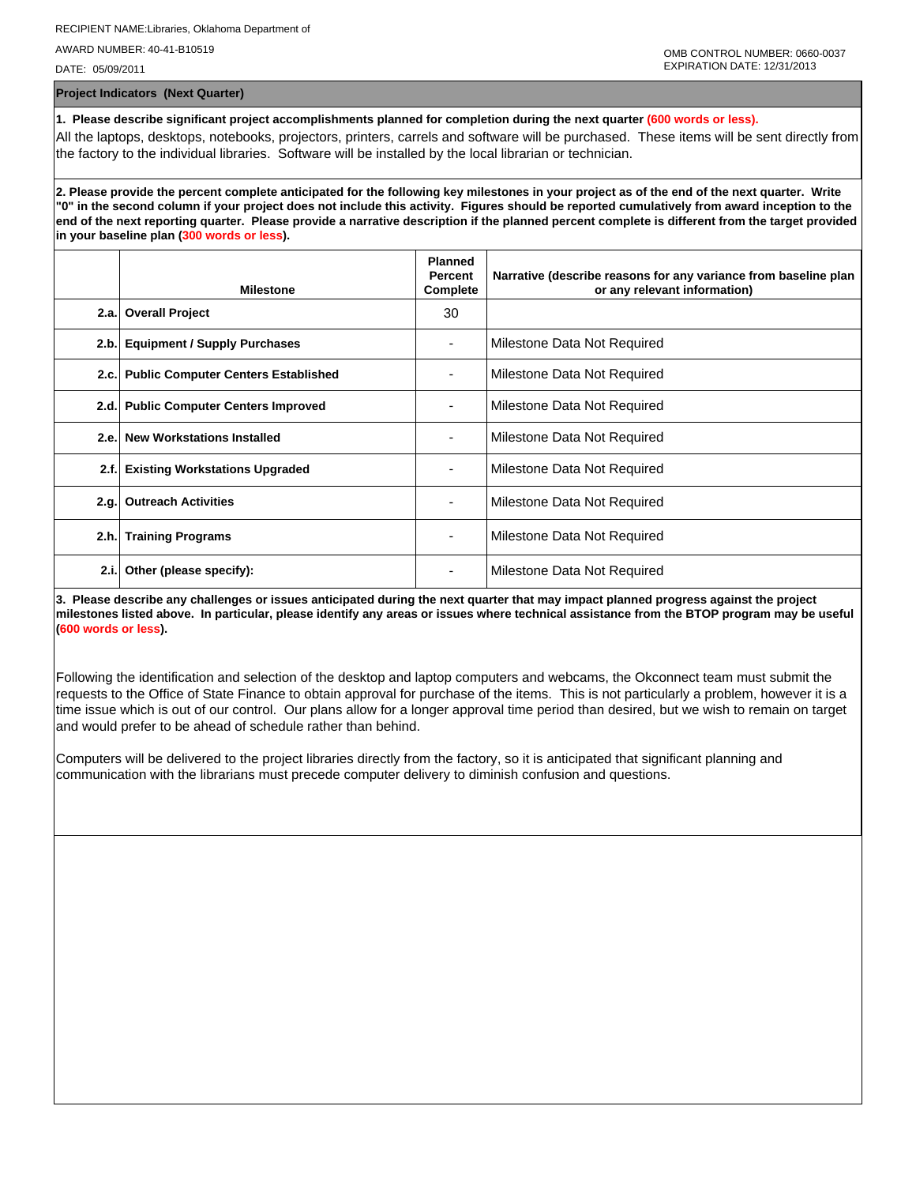RECIPIENT NAME:Libraries, Oklahoma Department of

AWARD NUMBER: 40-41-B10519

DATE: 05/09/2011

OMB CONTROL NUMBER: 0660-0037
EXPIRATION DATE: 12/31/2013

## Project Indicators (Next Quarter)

**1. Please describe significant project accomplishments planned for completion during the next quarter (600 words or less).**

All the laptops, desktops, notebooks, projectors, printers, carrels and software will be purchased. These items will be sent directly from the factory to the individual libraries. Software will be installed by the local librarian or technician.

**2. Please provide the percent complete anticipated for the following key milestones in your project as of the end of the next quarter. Write "0" in the second column if your project does not include this activity. Figures should be reported cumulatively from award inception to the end of the next reporting quarter. Please provide a narrative description if the planned percent complete is different from the target provided in your baseline plan (300 words or less).**

| | Milestone | Planned Percent Complete | Narrative (describe reasons for any variance from baseline plan or any relevant information) |
|---|---|---|---|
| 2.a. | **Overall Project** | 30 | |
| 2.b. | **Equipment / Supply Purchases** | - | Milestone Data Not Required |
| 2.c. | **Public Computer Centers Established** | - | Milestone Data Not Required |
| 2.d. | **Public Computer Centers Improved** | - | Milestone Data Not Required |
| 2.e. | **New Workstations Installed** | - | Milestone Data Not Required |
| 2.f. | **Existing Workstations Upgraded** | - | Milestone Data Not Required |
| 2.g. | **Outreach Activities** | - | Milestone Data Not Required |
| 2.h. | **Training Programs** | - | Milestone Data Not Required |
| 2.i. | **Other (please specify):** | - | Milestone Data Not Required |

**3. Please describe any challenges or issues anticipated during the next quarter that may impact planned progress against the project milestones listed above. In particular, please identify any areas or issues where technical assistance from the BTOP program may be useful (600 words or less).**

Following the identification and selection of the desktop and laptop computers and webcams, the Okconnect team must submit the requests to the Office of State Finance to obtain approval for purchase of the items. This is not particularly a problem, however it is a time issue which is out of our control. Our plans allow for a longer approval time period than desired, but we wish to remain on target and would prefer to be ahead of schedule rather than behind.

Computers will be delivered to the project libraries directly from the factory, so it is anticipated that significant planning and communication with the librarians must precede computer delivery to diminish confusion and questions.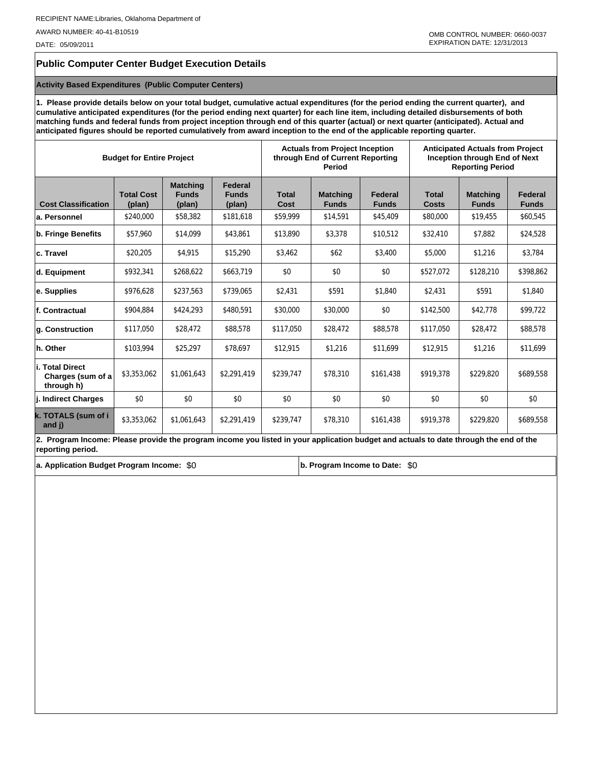RECIPIENT NAME:Libraries, Oklahoma Department of

AWARD NUMBER: 40-41-B10519

DATE: 05/09/2011

OMB CONTROL NUMBER: 0660-0037
EXPIRATION DATE: 12/31/2013

## Public Computer Center Budget Execution Details

**Activity Based Expenditures (Public Computer Centers)**

**1. Please provide details below on your total budget, cumulative actual expenditures (for the period ending the current quarter), and cumulative anticipated expenditures (for the period ending next quarter) for each line item, including detailed disbursements of both matching funds and federal funds from project inception through end of this quarter (actual) or next quarter (anticipated). Actual and anticipated figures should be reported cumulatively from award inception to the end of the applicable reporting quarter.**

| Budget for Entire Project | | | | Actuals from Project Inception through End of Current Reporting Period | | | Anticipated Actuals from Project Inception through End of Next Reporting Period | | |
|---|---|---|---|---|---|---|---|---|---|
| Cost Classification | Total Cost (plan) | Matching Funds (plan) | Federal Funds (plan) | Total Cost | Matching Funds | Federal Funds | Total Costs | Matching Funds | Federal Funds |
| a. Personnel | $240,000 | $58,382 | $181,618 | $59,999 | $14,591 | $45,409 | $80,000 | $19,455 | $60,545 |
| b. Fringe Benefits | $57,960 | $14,099 | $43,861 | $13,890 | $3,378 | $10,512 | $32,410 | $7,882 | $24,528 |
| c. Travel | $20,205 | $4,915 | $15,290 | $3,462 | $62 | $3,400 | $5,000 | $1,216 | $3,784 |
| d. Equipment | $932,341 | $268,622 | $663,719 | $0 | $0 | $0 | $527,072 | $128,210 | $398,862 |
| e. Supplies | $976,628 | $237,563 | $739,065 | $2,431 | $591 | $1,840 | $2,431 | $591 | $1,840 |
| f. Contractual | $904,884 | $424,293 | $480,591 | $30,000 | $30,000 | $0 | $142,500 | $42,778 | $99,722 |
| g. Construction | $117,050 | $28,472 | $88,578 | $117,050 | $28,472 | $88,578 | $117,050 | $28,472 | $88,578 |
| h. Other | $103,994 | $25,297 | $78,697 | $12,915 | $1,216 | $11,699 | $12,915 | $1,216 | $11,699 |
| i. Total Direct Charges (sum of a through h) | $3,353,062 | $1,061,643 | $2,291,419 | $239,747 | $78,310 | $161,438 | $919,378 | $229,820 | $689,558 |
| j. Indirect Charges | $0 | $0 | $0 | $0 | $0 | $0 | $0 | $0 | $0 |
| k. TOTALS (sum of i and j) | $3,353,062 | $1,061,643 | $2,291,419 | $239,747 | $78,310 | $161,438 | $919,378 | $229,820 | $689,558 |

**2. Program Income: Please provide the program income you listed in your application budget and actuals to date through the end of the reporting period.**

**a. Application Budget Program Income:** $0

**b. Program Income to Date:** $0